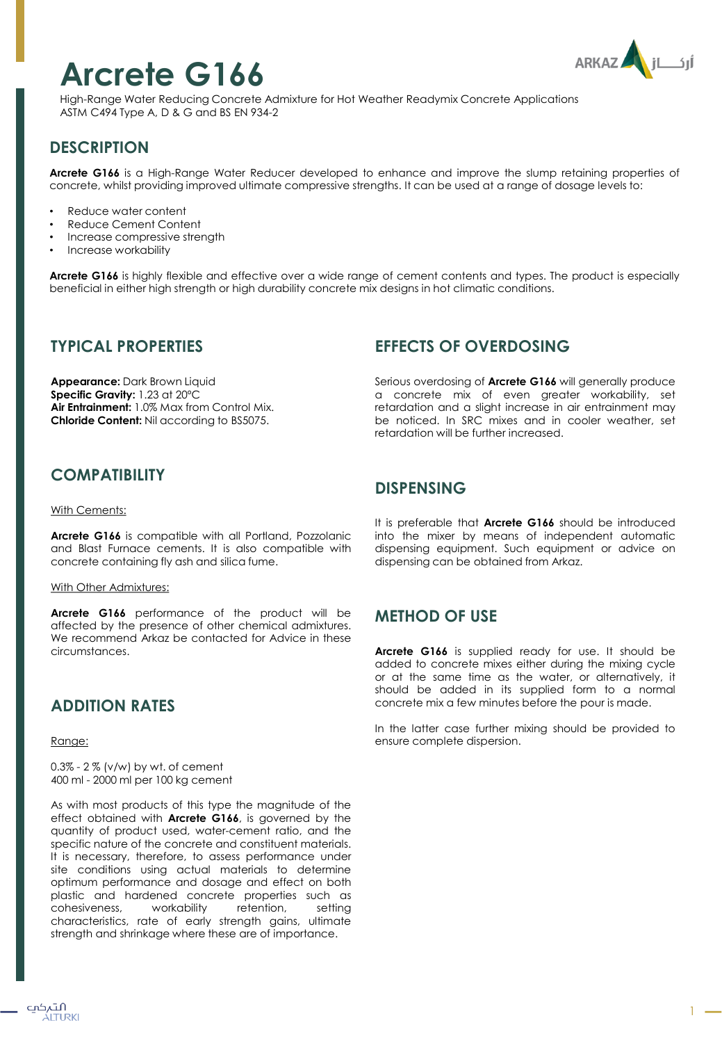# Arcrete G166

High-Range Water Reducing Concrete Admixture for Hot Weather Readymix Concrete Applications
ASTM C494 Type A, D & G and BS EN 934-2

## DESCRIPTION

**Arcrete G166** is a High-Range Water Reducer developed to enhance and improve the slump retaining properties of concrete, whilst providing improved ultimate compressive strengths. It can be used at a range of dosage levels to:

- Reduce water content
- Reduce Cement Content
- Increase compressive strength
- Increase workability

**Arcrete G166** is highly flexible and effective over a wide range of cement contents and types. The product is especially beneficial in either high strength or high durability concrete mix designs in hot climatic conditions.

## TYPICAL PROPERTIES

**Appearance:** Dark Brown Liquid
**Specific Gravity:** 1.23 at 20°C
**Air Entrainment:** 1.0% Max from Control Mix.
**Chloride Content:** Nil according to BS5075.

## COMPATIBILITY

With Cements:

**Arcrete G166** is compatible with all Portland, Pozzolanic and Blast Furnace cements. It is also compatible with concrete containing fly ash and silica fume.

With Other Admixtures:

**Arcrete G166** performance of the product will be affected by the presence of other chemical admixtures. We recommend Arkaz be contacted for Advice in these circumstances.

## ADDITION RATES

Range:

0.3% - 2 % (v/w) by wt. of cement
400 ml - 2000 ml per 100 kg cement

As with most products of this type the magnitude of the effect obtained with **Arcrete G166**, is governed by the quantity of product used, water-cement ratio, and the specific nature of the concrete and constituent materials. It is necessary, therefore, to assess performance under site conditions using actual materials to determine optimum performance and dosage and effect on both plastic and hardened concrete properties such as cohesiveness, workability retention, setting characteristics, rate of early strength gains, ultimate strength and shrinkage where these are of importance.

## EFFECTS OF OVERDOSING

Serious overdosing of **Arcrete G166** will generally produce a concrete mix of even greater workability, set retardation and a slight increase in air entrainment may be noticed. In SRC mixes and in cooler weather, set retardation will be further increased.

## DISPENSING

It is preferable that **Arcrete G166** should be introduced into the mixer by means of independent automatic dispensing equipment. Such equipment or advice on dispensing can be obtained from Arkaz.

## METHOD OF USE

**Arcrete G166** is supplied ready for use. It should be added to concrete mixes either during the mixing cycle or at the same time as the water, or alternatively, it should be added in its supplied form to a normal concrete mix a few minutes before the pour is made.

In the latter case further mixing should be provided to ensure complete dispersion.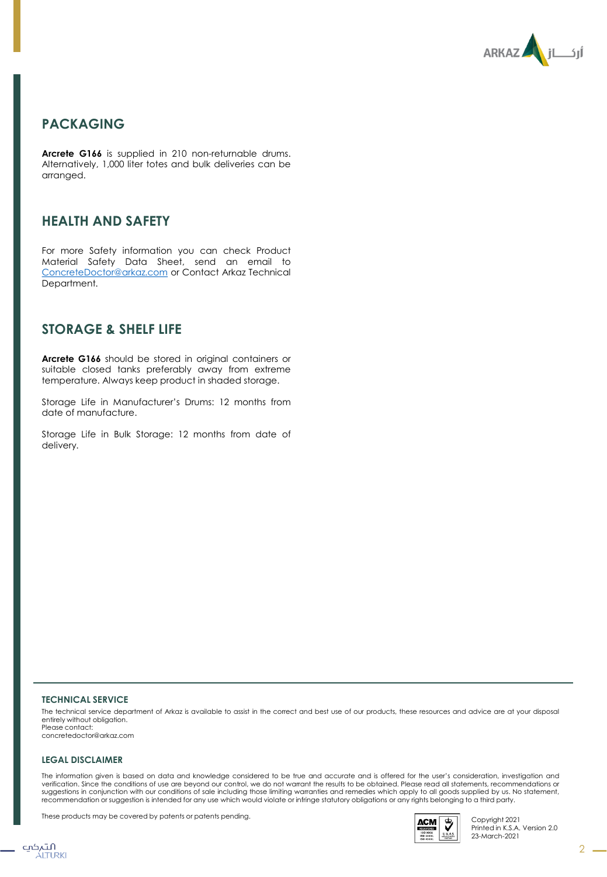## PACKAGING

**Arcrete G166** is supplied in 210 non-returnable drums. Alternatively, 1,000 liter totes and bulk deliveries can be arranged.

## HEALTH AND SAFETY

For more Safety information you can check Product Material Safety Data Sheet, send an email to ConcreteDoctor@arkaz.com or Contact Arkaz Technical Department.

## STORAGE & SHELF LIFE

**Arcrete G166** should be stored in original containers or suitable closed tanks preferably away from extreme temperature. Always keep product in shaded storage.

Storage Life in Manufacturer's Drums: 12 months from date of manufacture.

Storage Life in Bulk Storage: 12 months from date of delivery.

### TECHNICAL SERVICE

The technical service department of Arkaz is available to assist in the correct and best use of our products, these resources and advice are at your disposal entirely without obligation.
Please contact:
concretedoctor@arkaz.com

### LEGAL DISCLAIMER

The information given is based on data and knowledge considered to be true and accurate and is offered for the user's consideration, investigation and verification. Since the conditions of use are beyond our control, we do not warrant the results to be obtained. Please read all statements, recommendations or suggestions in conjunction with our conditions of sale including those limiting warranties and remedies which apply to all goods supplied by us. No statement, recommendation or suggestion is intended for any use which would violate or infringe statutory obligations or any rights belonging to a third party.

These products may be covered by patents or patents pending.

Copyright 2021
Printed in K.S.A. Version 2.0
23-March-2021